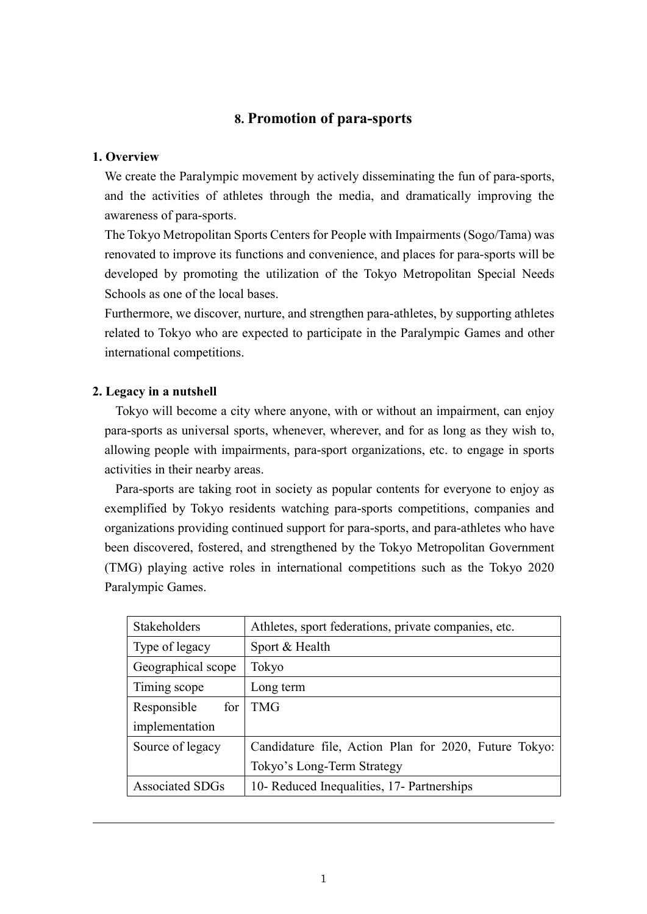# 8. Promotion of para-sports

## 1. Overview

We create the Paralympic movement by actively disseminating the fun of para-sports, and the activities of athletes through the media, and dramatically improving the awareness of para-sports.

The Tokyo Metropolitan Sports Centers for People with Impairments (Sogo/Tama) was renovated to improve its functions and convenience, and places for para-sports will be developed by promoting the utilization of the Tokyo Metropolitan Special Needs Schools as one of the local bases.

Furthermore, we discover, nurture, and strengthen para-athletes, by supporting athletes related to Tokyo who are expected to participate in the Paralympic Games and other international competitions.

## 2. Legacy in a nutshell

Tokyo will become a city where anyone, with or without an impairment, can enjoy para-sports as universal sports, whenever, wherever, and for as long as they wish to, allowing people with impairments, para-sport organizations, etc. to engage in sports activities in their nearby areas.

Para-sports are taking root in society as popular contents for everyone to enjoy as exemplified by Tokyo residents watching para-sports competitions, companies and organizations providing continued support for para-sports, and para-athletes who have been discovered, fostered, and strengthened by the Tokyo Metropolitan Government (TMG) playing active roles in international competitions such as the Tokyo 2020 Paralympic Games.

| | |
|---|---|
| Stakeholders | Athletes, sport federations, private companies, etc. |
| Type of legacy | Sport & Health |
| Geographical scope | Tokyo |
| Timing scope | Long term |
| Responsible for implementation | TMG |
| Source of legacy | Candidature file, Action Plan for 2020, Future Tokyo: Tokyo's Long-Term Strategy |
| Associated SDGs | 10- Reduced Inequalities, 17- Partnerships |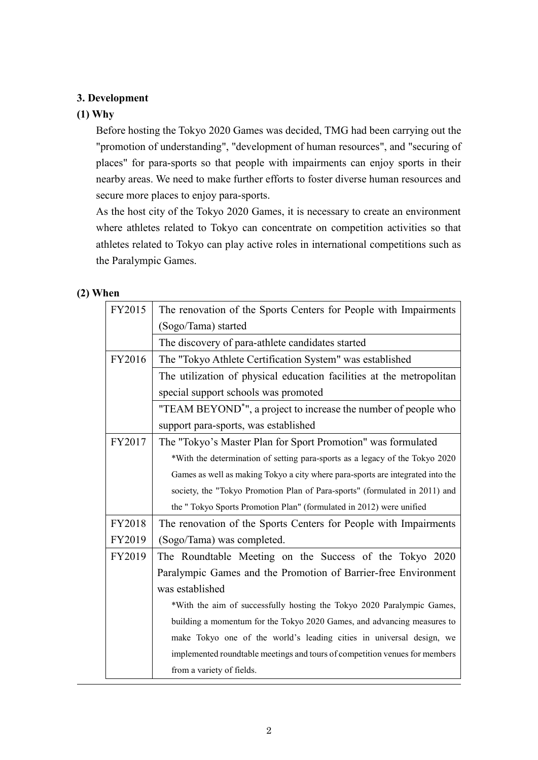### 3. Development

#### (1) Why

Before hosting the Tokyo 2020 Games was decided, TMG had been carrying out the "promotion of understanding", "development of human resources", and "securing of places" for para-sports so that people with impairments can enjoy sports in their nearby areas. We need to make further efforts to foster diverse human resources and secure more places to enjoy para-sports.

As the host city of the Tokyo 2020 Games, it is necessary to create an environment where athletes related to Tokyo can concentrate on competition activities so that athletes related to Tokyo can play active roles in international competitions such as the Paralympic Games.

#### (2) When

| | |
|---|---|
| FY2015 | The renovation of the Sports Centers for People with Impairments (Sogo/Tama) started |
| | The discovery of para-athlete candidates started |
| FY2016 | The "Tokyo Athlete Certification System" was established |
| | The utilization of physical education facilities at the metropolitan special support schools was promoted |
| | "TEAM BEYOND*", a project to increase the number of people who support para-sports, was established |
| FY2017 | The "Tokyo's Master Plan for Sport Promotion" was formulated<br>*With the determination of setting para-sports as a legacy of the Tokyo 2020 Games as well as making Tokyo a city where para-sports are integrated into the society, the "Tokyo Promotion Plan of Para-sports" (formulated in 2011) and the " Tokyo Sports Promotion Plan" (formulated in 2012) were unified |
| FY2018<br>FY2019 | The renovation of the Sports Centers for People with Impairments (Sogo/Tama) was completed. |
| FY2019 | The Roundtable Meeting on the Success of the Tokyo 2020 Paralympic Games and the Promotion of Barrier-free Environment was established<br>*With the aim of successfully hosting the Tokyo 2020 Paralympic Games, building a momentum for the Tokyo 2020 Games, and advancing measures to make Tokyo one of the world's leading cities in universal design, we implemented roundtable meetings and tours of competition venues for members from a variety of fields. |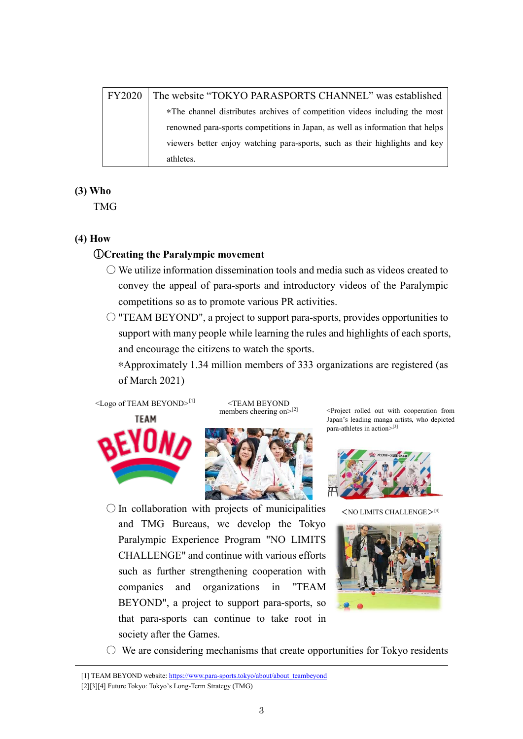| FY2020 | The website "TOKYO PARASPORTS CHANNEL" was established<br>*The channel distributes archives of competition videos including the most renowned para-sports competitions in Japan, as well as information that helps viewers better enjoy watching para-sports, such as their highlights and key athletes. |
|---|---|

**(3) Who**

TMG

**(4) How**

**①Creating the Paralympic movement**

○ We utilize information dissemination tools and media such as videos created to convey the appeal of para-sports and introductory videos of the Paralympic competitions so as to promote various PR activities.

○ "TEAM BEYOND", a project to support para-sports, provides opportunities to support with many people while learning the rules and highlights of each sports, and encourage the citizens to watch the sports.
*Approximately 1.34 million members of 333 organizations are registered (as of March 2021)

<Logo of TEAM BEYOND>[1]

<TEAM BEYOND members cheering on>[2]

<Project rolled out with cooperation from Japan's leading manga artists, who depicted para-athletes in action>[3]

○ In collaboration with projects of municipalities and TMG Bureaus, we develop the Tokyo Paralympic Experience Program "NO LIMITS CHALLENGE" and continue with various efforts such as further strengthening cooperation with companies and organizations in "TEAM BEYOND", a project to support para-sports, so that para-sports can continue to take root in society after the Games.

<NO LIMITS CHALLENGE>[4]

○ We are considering mechanisms that create opportunities for Tokyo residents

---

[1] TEAM BEYOND website: https://www.para-sports.tokyo/about/about_teambeyond
[2][3][4] Future Tokyo: Tokyo's Long-Term Strategy (TMG)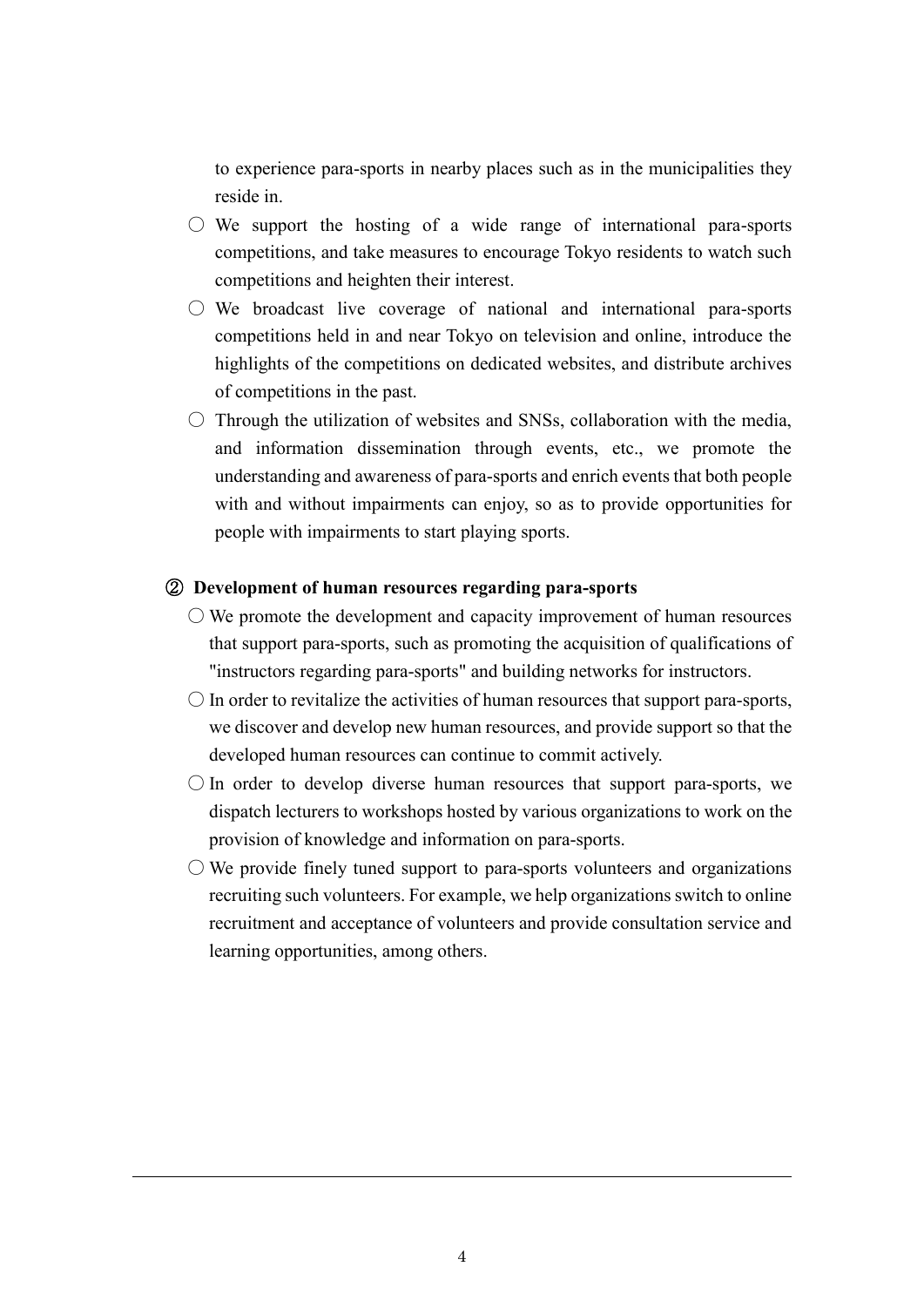to experience para-sports in nearby places such as in the municipalities they reside in.

- ○ We support the hosting of a wide range of international para-sports competitions, and take measures to encourage Tokyo residents to watch such competitions and heighten their interest.
- ○ We broadcast live coverage of national and international para-sports competitions held in and near Tokyo on television and online, introduce the highlights of the competitions on dedicated websites, and distribute archives of competitions in the past.
- ○ Through the utilization of websites and SNSs, collaboration with the media, and information dissemination through events, etc., we promote the understanding and awareness of para-sports and enrich events that both people with and without impairments can enjoy, so as to provide opportunities for people with impairments to start playing sports.

**② Development of human resources regarding para-sports**

- ○ We promote the development and capacity improvement of human resources that support para-sports, such as promoting the acquisition of qualifications of "instructors regarding para-sports" and building networks for instructors.
- ○ In order to revitalize the activities of human resources that support para-sports, we discover and develop new human resources, and provide support so that the developed human resources can continue to commit actively.
- ○ In order to develop diverse human resources that support para-sports, we dispatch lecturers to workshops hosted by various organizations to work on the provision of knowledge and information on para-sports.
- ○ We provide finely tuned support to para-sports volunteers and organizations recruiting such volunteers. For example, we help organizations switch to online recruitment and acceptance of volunteers and provide consultation service and learning opportunities, among others.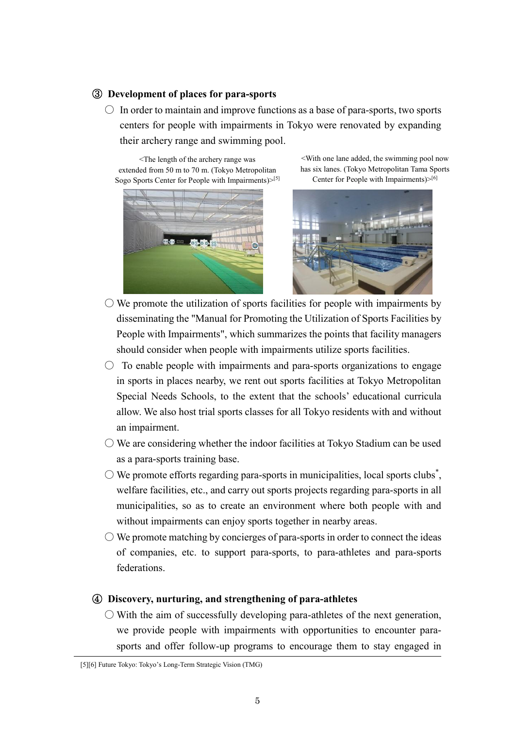### ③ Development of places for para-sports

- ○ In order to maintain and improve functions as a base of para-sports, two sports centers for people with impairments in Tokyo were renovated by expanding their archery range and swimming pool.

<The length of the archery range was extended from 50 m to 70 m. (Tokyo Metropolitan Sogo Sports Center for People with Impairments)>[5]

<With one lane added, the swimming pool now has six lanes. (Tokyo Metropolitan Tama Sports Center for People with Impairments)>[6]

- ○ We promote the utilization of sports facilities for people with impairments by disseminating the "Manual for Promoting the Utilization of Sports Facilities by People with Impairments", which summarizes the points that facility managers should consider when people with impairments utilize sports facilities.
- ○ To enable people with impairments and para-sports organizations to engage in sports in places nearby, we rent out sports facilities at Tokyo Metropolitan Special Needs Schools, to the extent that the schools' educational curricula allow. We also host trial sports classes for all Tokyo residents with and without an impairment.
- ○ We are considering whether the indoor facilities at Tokyo Stadium can be used as a para-sports training base.
- ○ We promote efforts regarding para-sports in municipalities, local sports clubs*, welfare facilities, etc., and carry out sports projects regarding para-sports in all municipalities, so as to create an environment where both people with and without impairments can enjoy sports together in nearby areas.
- ○ We promote matching by concierges of para-sports in order to connect the ideas of companies, etc. to support para-sports, to para-athletes and para-sports federations.

### ④ Discovery, nurturing, and strengthening of para-athletes

- ○ With the aim of successfully developing para-athletes of the next generation, we provide people with impairments with opportunities to encounter para-sports and offer follow-up programs to encourage them to stay engaged in

[5][6] Future Tokyo: Tokyo's Long-Term Strategic Vision (TMG)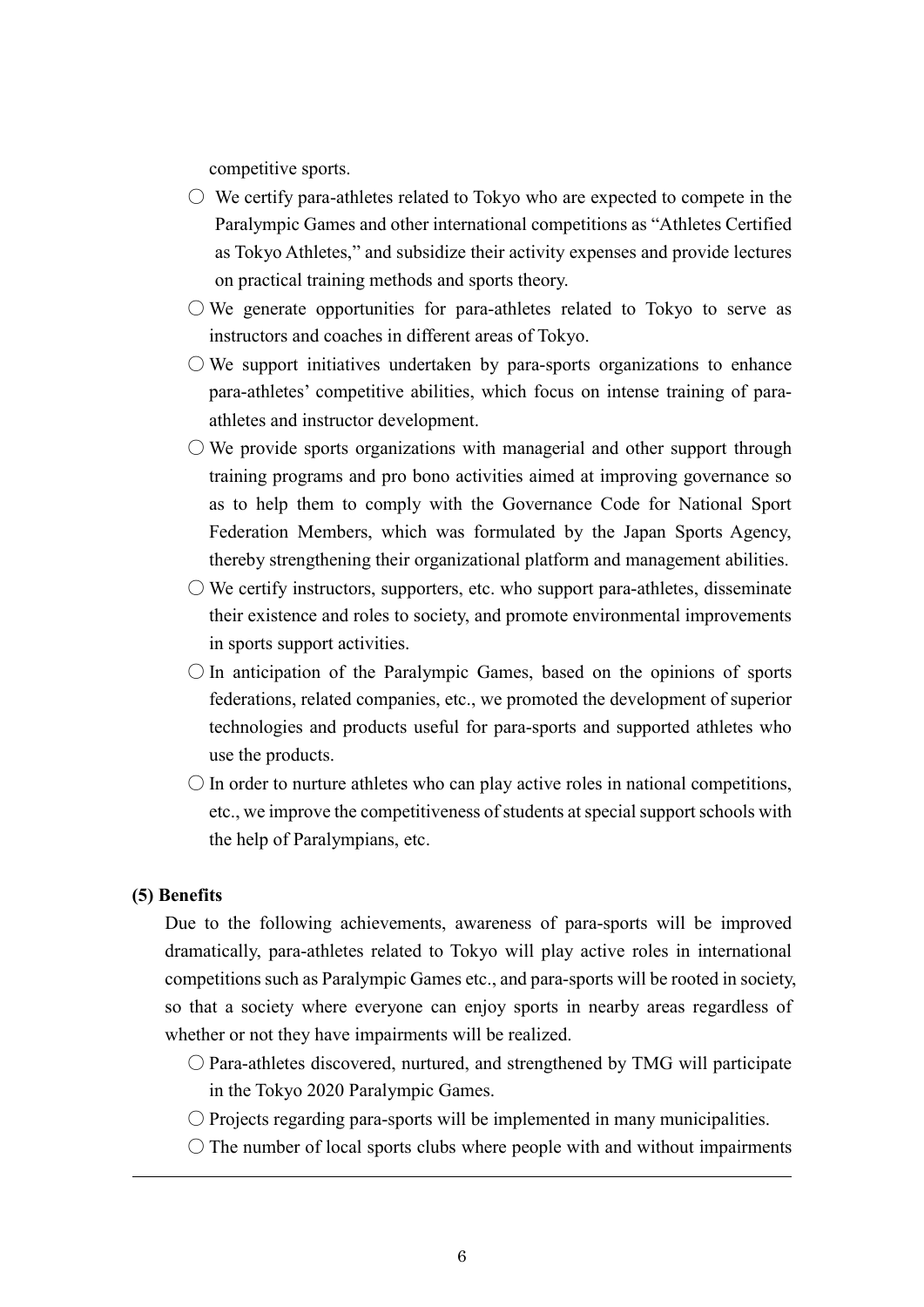competitive sports.

- ○ We certify para-athletes related to Tokyo who are expected to compete in the Paralympic Games and other international competitions as "Athletes Certified as Tokyo Athletes," and subsidize their activity expenses and provide lectures on practical training methods and sports theory.
- ○ We generate opportunities for para-athletes related to Tokyo to serve as instructors and coaches in different areas of Tokyo.
- ○ We support initiatives undertaken by para-sports organizations to enhance para-athletes' competitive abilities, which focus on intense training of para-athletes and instructor development.
- ○ We provide sports organizations with managerial and other support through training programs and pro bono activities aimed at improving governance so as to help them to comply with the Governance Code for National Sport Federation Members, which was formulated by the Japan Sports Agency, thereby strengthening their organizational platform and management abilities.
- ○ We certify instructors, supporters, etc. who support para-athletes, disseminate their existence and roles to society, and promote environmental improvements in sports support activities.
- ○ In anticipation of the Paralympic Games, based on the opinions of sports federations, related companies, etc., we promoted the development of superior technologies and products useful for para-sports and supported athletes who use the products.
- ○ In order to nurture athletes who can play active roles in national competitions, etc., we improve the competitiveness of students at special support schools with the help of Paralympians, etc.

**(5) Benefits**

Due to the following achievements, awareness of para-sports will be improved dramatically, para-athletes related to Tokyo will play active roles in international competitions such as Paralympic Games etc., and para-sports will be rooted in society, so that a society where everyone can enjoy sports in nearby areas regardless of whether or not they have impairments will be realized.

- ○ Para-athletes discovered, nurtured, and strengthened by TMG will participate in the Tokyo 2020 Paralympic Games.
- ○ Projects regarding para-sports will be implemented in many municipalities.
- ○ The number of local sports clubs where people with and without impairments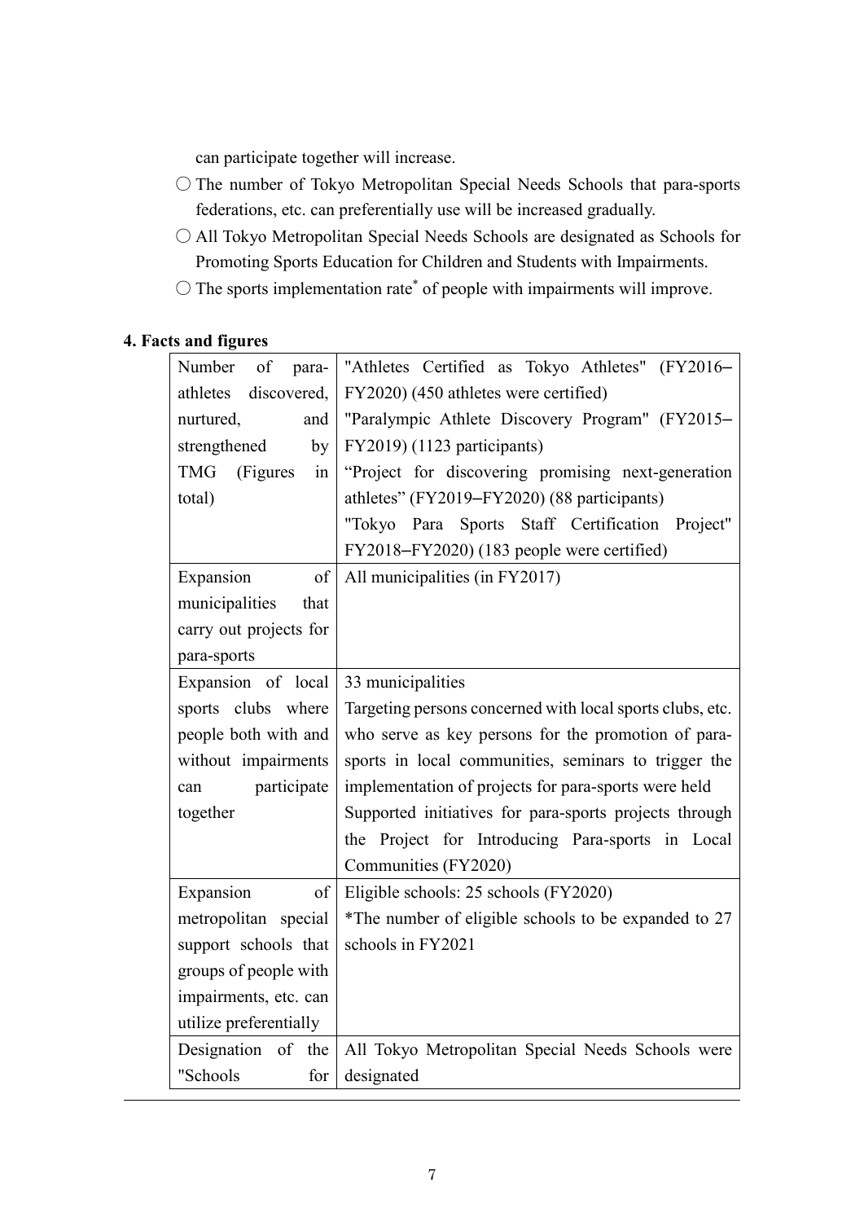can participate together will increase.

- ○ The number of Tokyo Metropolitan Special Needs Schools that para-sports federations, etc. can preferentially use will be increased gradually.
- ○ All Tokyo Metropolitan Special Needs Schools are designated as Schools for Promoting Sports Education for Children and Students with Impairments.
- ○ The sports implementation rate* of people with impairments will improve.

### 4. Facts and figures

| | |
|---|---|
| Number of para-athletes discovered, nurtured, and strengthened by TMG (Figures in total) | "Athletes Certified as Tokyo Athletes" (FY2016–FY2020) (450 athletes were certified)<br>"Paralympic Athlete Discovery Program" (FY2015–FY2019) (1123 participants)<br>"Project for discovering promising next-generation athletes" (FY2019–FY2020) (88 participants)<br>"Tokyo Para Sports Staff Certification Project" FY2018–FY2020) (183 people were certified) |
| Expansion of municipalities that carry out projects for para-sports | All municipalities (in FY2017) |
| Expansion of local sports clubs where people both with and without impairments can participate together | 33 municipalities<br>Targeting persons concerned with local sports clubs, etc. who serve as key persons for the promotion of para-sports in local communities, seminars to trigger the implementation of projects for para-sports were held<br>Supported initiatives for para-sports projects through the Project for Introducing Para-sports in Local Communities (FY2020) |
| Expansion of metropolitan special support schools that groups of people with impairments, etc. can utilize preferentially | Eligible schools: 25 schools (FY2020)<br>*The number of eligible schools to be expanded to 27 schools in FY2021 |
| Designation of the "Schools for | All Tokyo Metropolitan Special Needs Schools were designated |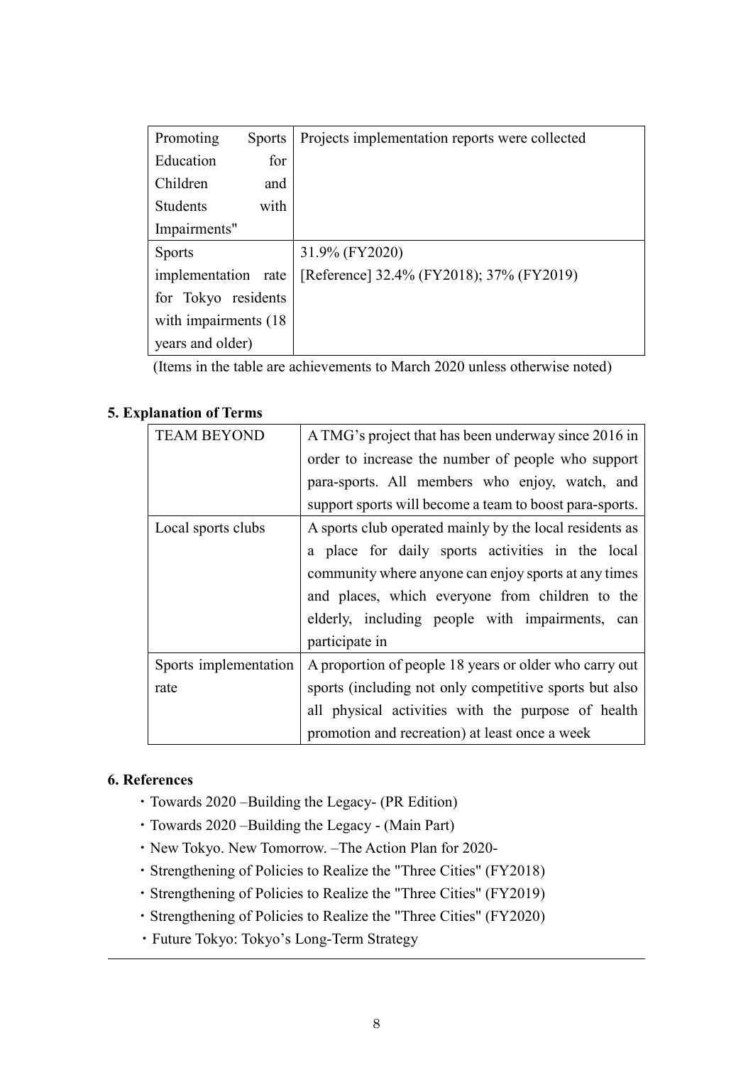| Promoting Sports Education for Children and Students with Impairments" | Projects implementation reports were collected |
| --- | --- |
| Sports implementation rate for Tokyo residents with impairments (18 years and older) | 31.9% (FY2020)<br>[Reference] 32.4% (FY2018); 37% (FY2019) |

(Items in the table are achievements to March 2020 unless otherwise noted)

### 5. Explanation of Terms

| TEAM BEYOND | A TMG's project that has been underway since 2016 in order to increase the number of people who support para-sports. All members who enjoy, watch, and support sports will become a team to boost para-sports. |
| --- | --- |
| Local sports clubs | A sports club operated mainly by the local residents as a place for daily sports activities in the local community where anyone can enjoy sports at any times and places, which everyone from children to the elderly, including people with impairments, can participate in |
| Sports implementation rate | A proportion of people 18 years or older who carry out sports (including not only competitive sports but also all physical activities with the purpose of health promotion and recreation) at least once a week |

### 6. References

- Towards 2020 –Building the Legacy- (PR Edition)
- Towards 2020 –Building the Legacy - (Main Part)
- New Tokyo. New Tomorrow. –The Action Plan for 2020-
- Strengthening of Policies to Realize the "Three Cities" (FY2018)
- Strengthening of Policies to Realize the "Three Cities" (FY2019)
- Strengthening of Policies to Realize the "Three Cities" (FY2020)
- Future Tokyo: Tokyo's Long-Term Strategy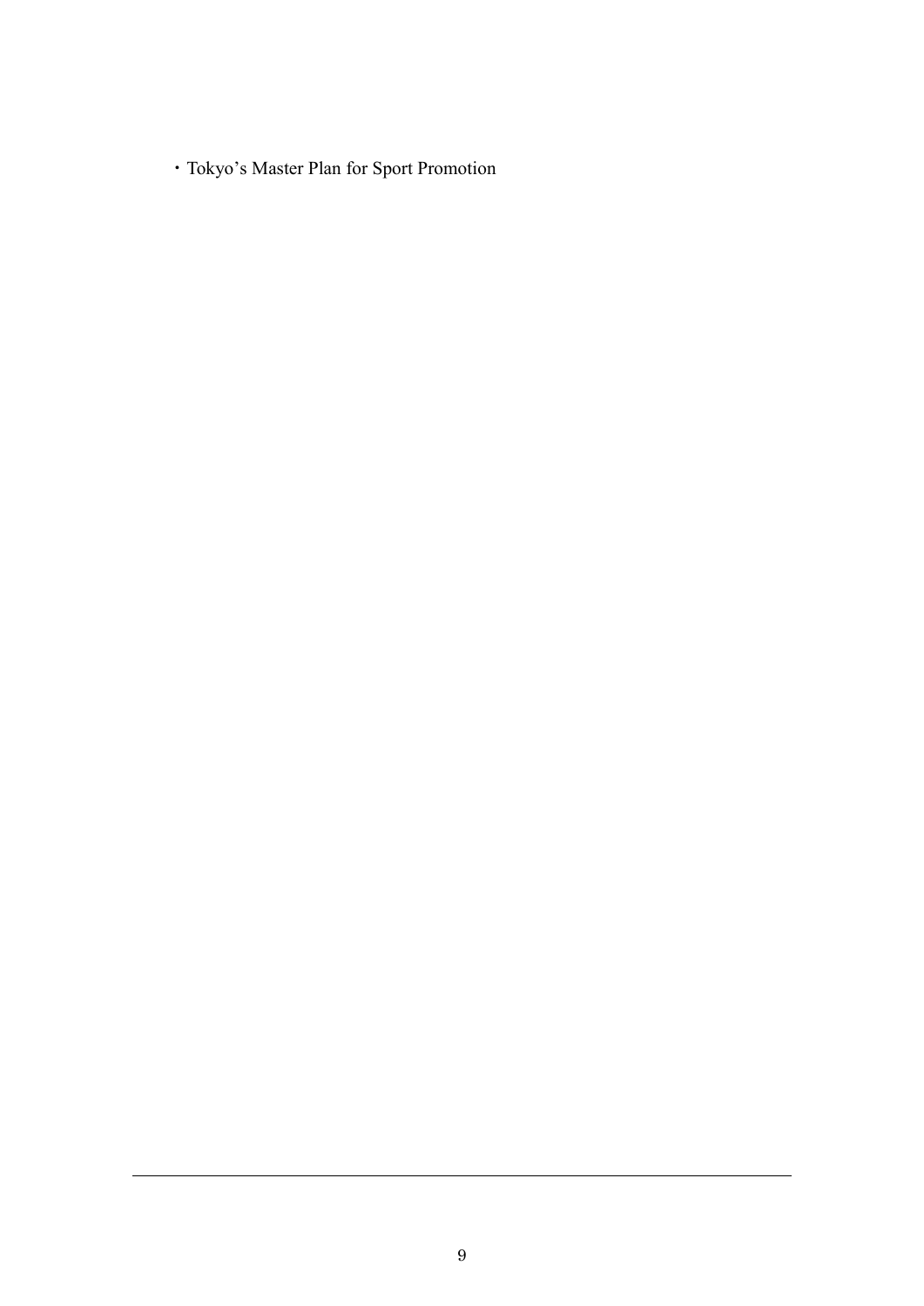・Tokyo’s Master Plan for Sport Promotion